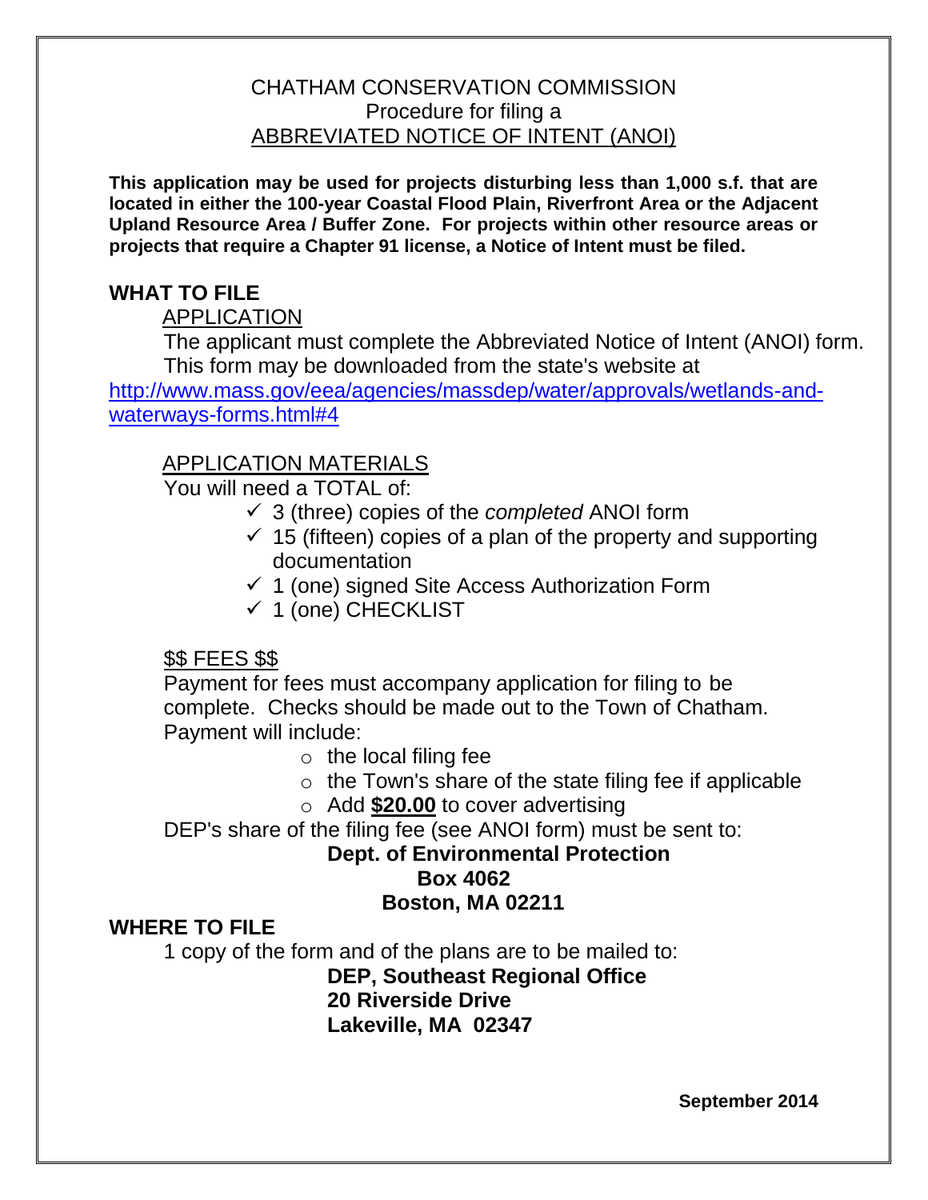# CHATHAM CONSERVATION COMMISSION

Procedure for filing a

ABBREVIATED NOTICE OF INTENT (ANOI)

**This application may be used for projects disturbing less than 1,000 s.f. that are located in either the 100-year Coastal Flood Plain, Riverfront Area or the Adjacent Upland Resource Area / Buffer Zone. For projects within other resource areas or projects that require a Chapter 91 license, a Notice of Intent must be filed.**

## WHAT TO FILE

### APPLICATION

The applicant must complete the Abbreviated Notice of Intent (ANOI) form. This form may be downloaded from the state's website at http://www.mass.gov/eea/agencies/massdep/water/approvals/wetlands-and-waterways-forms.html#4

### APPLICATION MATERIALS

You will need a TOTAL of:

- ✓ 3 (three) copies of the *completed* ANOI form
- ✓ 15 (fifteen) copies of a plan of the property and supporting documentation
- ✓ 1 (one) signed Site Access Authorization Form
- ✓ 1 (one) CHECKLIST

### $$ FEES $$

Payment for fees must accompany application for filing to be complete. Checks should be made out to the Town of Chatham. Payment will include:

- the local filing fee
- the Town's share of the state filing fee if applicable
- Add **$20.00** to cover advertising

DEP's share of the filing fee (see ANOI form) must be sent to:

**Dept. of Environmental Protection**
**Box 4062**
**Boston, MA 02211**

## WHERE TO FILE

1 copy of the form and of the plans are to be mailed to:

**DEP, Southeast Regional Office**
**20 Riverside Drive**
**Lakeville, MA 02347**

**September 2014**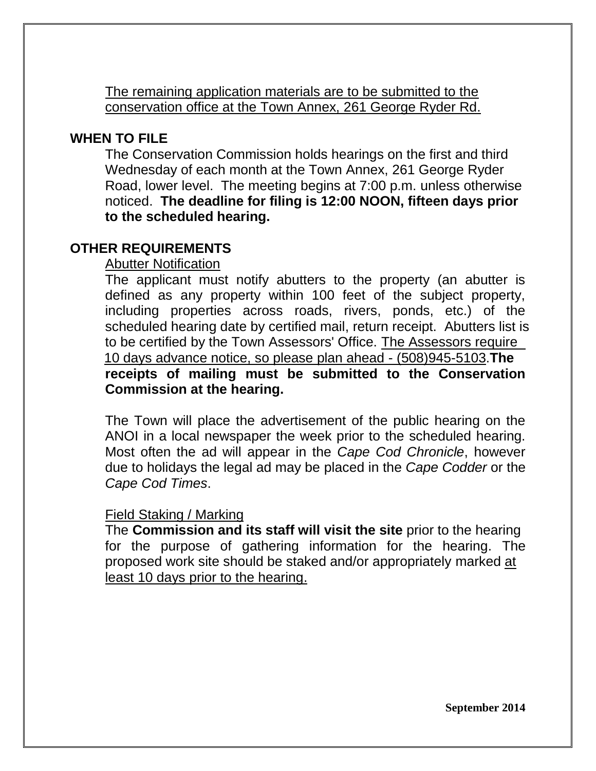The remaining application materials are to be submitted to the conservation office at the Town Annex, 261 George Ryder Rd.

## WHEN TO FILE

The Conservation Commission holds hearings on the first and third Wednesday of each month at the Town Annex, 261 George Ryder Road, lower level. The meeting begins at 7:00 p.m. unless otherwise noticed. **The deadline for filing is 12:00 NOON, fifteen days prior to the scheduled hearing.**

## OTHER REQUIREMENTS

Abutter Notification

The applicant must notify abutters to the property (an abutter is defined as any property within 100 feet of the subject property, including properties across roads, rivers, ponds, etc.) of the scheduled hearing date by certified mail, return receipt. Abutters list is to be certified by the Town Assessors' Office. The Assessors require 10 days advance notice, so please plan ahead - (508)945-5103.**The receipts of mailing must be submitted to the Conservation Commission at the hearing.**

The Town will place the advertisement of the public hearing on the ANOI in a local newspaper the week prior to the scheduled hearing. Most often the ad will appear in the *Cape Cod Chronicle*, however due to holidays the legal ad may be placed in the *Cape Codder* or the *Cape Cod Times*.

Field Staking / Marking

The **Commission and its staff will visit the site** prior to the hearing for the purpose of gathering information for the hearing. The proposed work site should be staked and/or appropriately marked at least 10 days prior to the hearing.

**September 2014**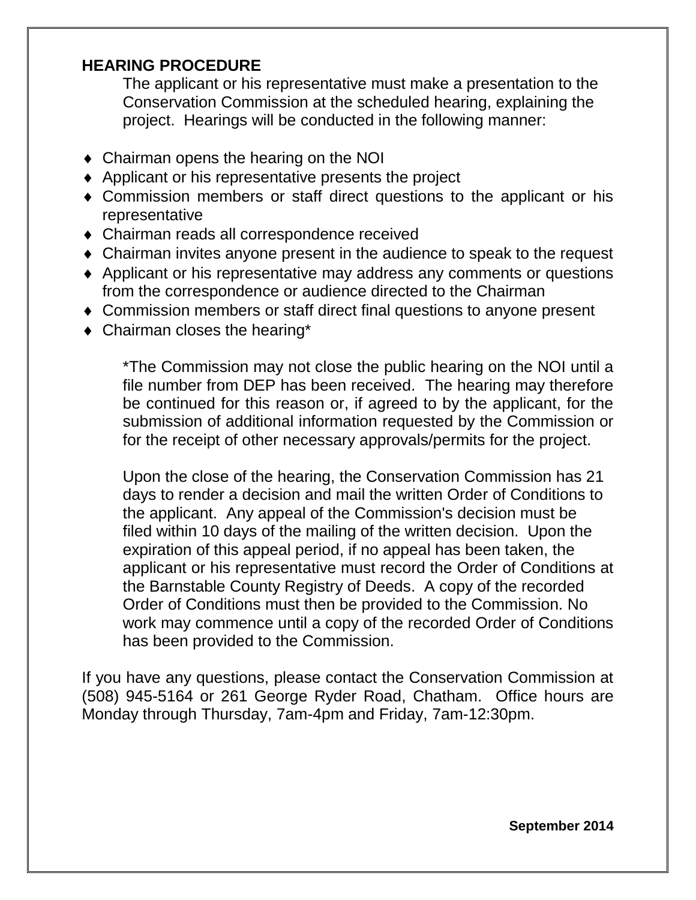## HEARING PROCEDURE

The applicant or his representative must make a presentation to the Conservation Commission at the scheduled hearing, explaining the project. Hearings will be conducted in the following manner:

- Chairman opens the hearing on the NOI
- Applicant or his representative presents the project
- Commission members or staff direct questions to the applicant or his representative
- Chairman reads all correspondence received
- Chairman invites anyone present in the audience to speak to the request
- Applicant or his representative may address any comments or questions from the correspondence or audience directed to the Chairman
- Commission members or staff direct final questions to anyone present
- Chairman closes the hearing*

*The Commission may not close the public hearing on the NOI until a file number from DEP has been received. The hearing may therefore be continued for this reason or, if agreed to by the applicant, for the submission of additional information requested by the Commission or for the receipt of other necessary approvals/permits for the project.

Upon the close of the hearing, the Conservation Commission has 21 days to render a decision and mail the written Order of Conditions to the applicant. Any appeal of the Commission's decision must be filed within 10 days of the mailing of the written decision. Upon the expiration of this appeal period, if no appeal has been taken, the applicant or his representative must record the Order of Conditions at the Barnstable County Registry of Deeds. A copy of the recorded Order of Conditions must then be provided to the Commission. No work may commence until a copy of the recorded Order of Conditions has been provided to the Commission.

If you have any questions, please contact the Conservation Commission at (508) 945-5164 or 261 George Ryder Road, Chatham. Office hours are Monday through Thursday, 7am-4pm and Friday, 7am-12:30pm.

**September 2014**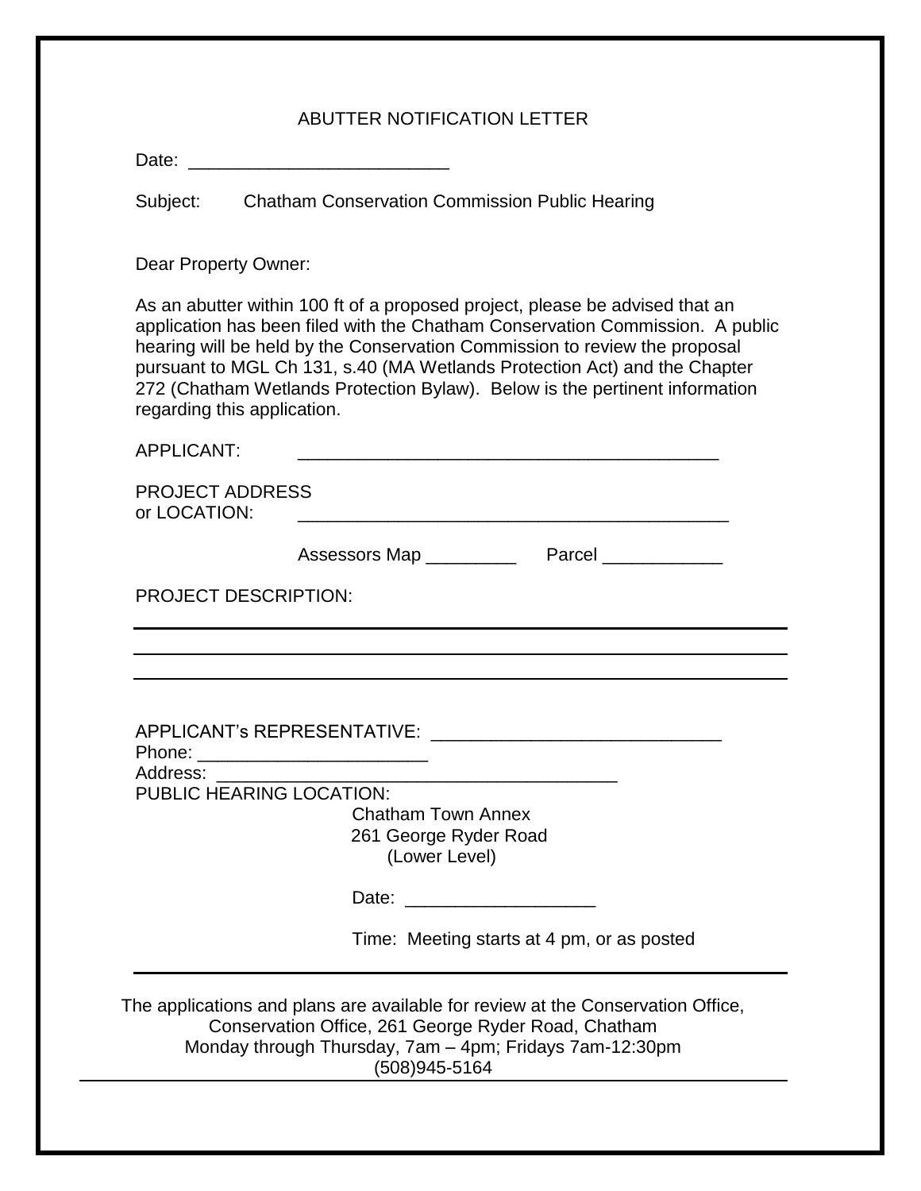# ABUTTER NOTIFICATION LETTER

Date: _________________________

Subject: Chatham Conservation Commission Public Hearing

Dear Property Owner:

As an abutter within 100 ft of a proposed project, please be advised that an application has been filed with the Chatham Conservation Commission. A public hearing will be held by the Conservation Commission to review the proposal pursuant to MGL Ch 131, s.40 (MA Wetlands Protection Act) and the Chapter 272 (Chatham Wetlands Protection Bylaw). Below is the pertinent information regarding this application.

APPLICANT: ___________________________________________

PROJECT ADDRESS
or LOCATION: ____________________________________________

Assessors Map _________ Parcel ____________

PROJECT DESCRIPTION:

_______________________________________________________________

_______________________________________________________________

_______________________________________________________________

APPLICANT's REPRESENTATIVE: _____________________________

Phone: _______________________

Address: ________________________________________

PUBLIC HEARING LOCATION:

Chatham Town Annex
261 George Ryder Road
(Lower Level)

Date: ___________________

Time: Meeting starts at 4 pm, or as posted

---

The applications and plans are available for review at the Conservation Office, Conservation Office, 261 George Ryder Road, Chatham
Monday through Thursday, 7am – 4pm; Fridays 7am-12:30pm
(508)945-5164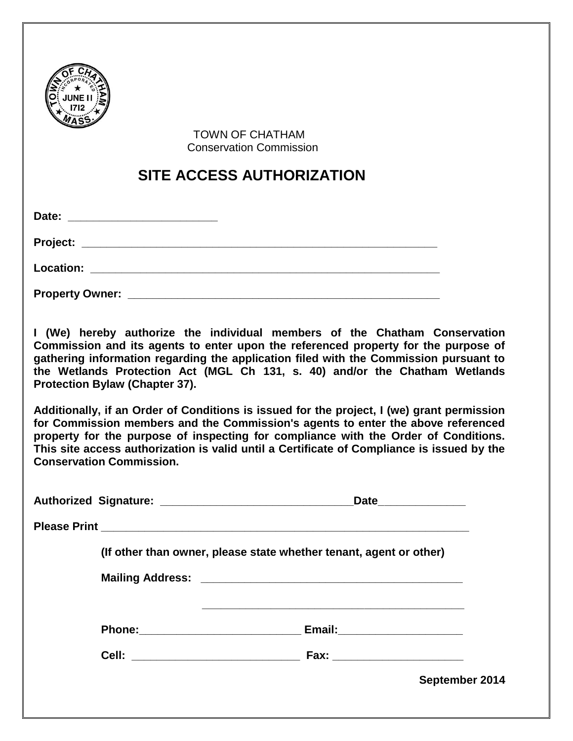TOWN OF CHATHAM
Conservation Commission

# SITE ACCESS AUTHORIZATION

**Date:** ________________________

**Project:** ____________________________________________________________

**Location:** ___________________________________________________________

**Property Owner:** _____________________________________________________

**I (We) hereby authorize the individual members of the Chatham Conservation Commission and its agents to enter upon the referenced property for the purpose of gathering information regarding the application filed with the Commission pursuant to the Wetlands Protection Act (MGL Ch 131, s. 40) and/or the Chatham Wetlands Protection Bylaw (Chapter 37).**

**Additionally, if an Order of Conditions is issued for the project, I (we) grant permission for Commission members and the Commission's agents to enter the above referenced property for the purpose of inspecting for compliance with the Order of Conditions. This site access authorization is valid until a Certificate of Compliance is issued by the Conservation Commission.**

**Authorized Signature:** _______________________________ **Date** ______________

**Please Print** ____________________________________________________________

**(If other than owner, please state whether tenant, agent or other)**

**Mailing Address:** ___________________________________________

___________________________________________

**Phone:** __________________________ **Email:** ____________________

**Cell:** ___________________________ **Fax:** _____________________

**September 2014**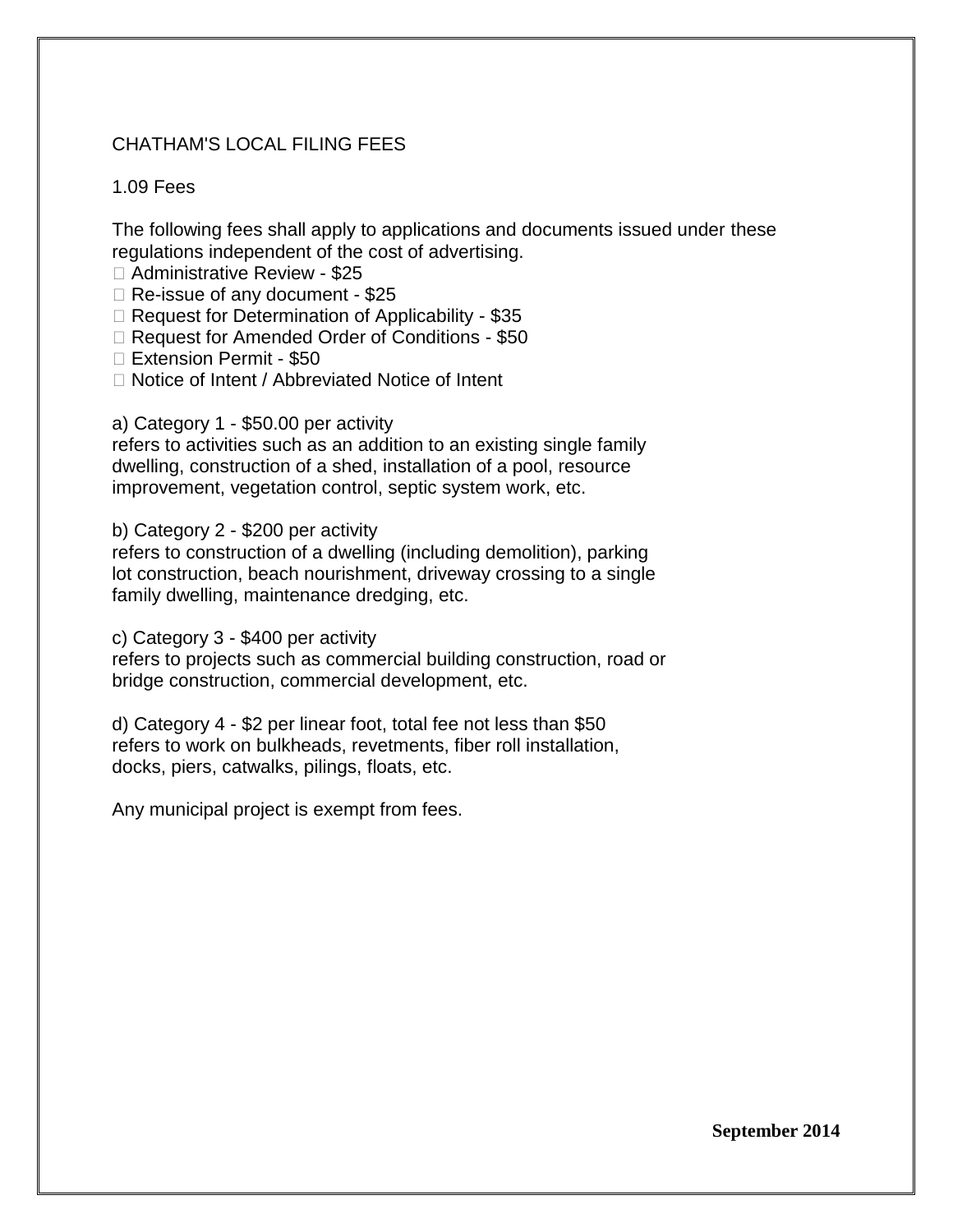CHATHAM'S LOCAL FILING FEES

1.09 Fees

The following fees shall apply to applications and documents issued under these regulations independent of the cost of advertising.

- Administrative Review - $25
- Re-issue of any document - $25
- Request for Determination of Applicability - $35
- Request for Amended Order of Conditions - $50
- Extension Permit - $50
- Notice of Intent / Abbreviated Notice of Intent

a) Category 1 - $50.00 per activity
refers to activities such as an addition to an existing single family dwelling, construction of a shed, installation of a pool, resource improvement, vegetation control, septic system work, etc.

b) Category 2 - $200 per activity
refers to construction of a dwelling (including demolition), parking lot construction, beach nourishment, driveway crossing to a single family dwelling, maintenance dredging, etc.

c) Category 3 - $400 per activity
refers to projects such as commercial building construction, road or bridge construction, commercial development, etc.

d) Category 4 - $2 per linear foot, total fee not less than $50
refers to work on bulkheads, revetments, fiber roll installation, docks, piers, catwalks, pilings, floats, etc.

Any municipal project is exempt from fees.

**September 2014**